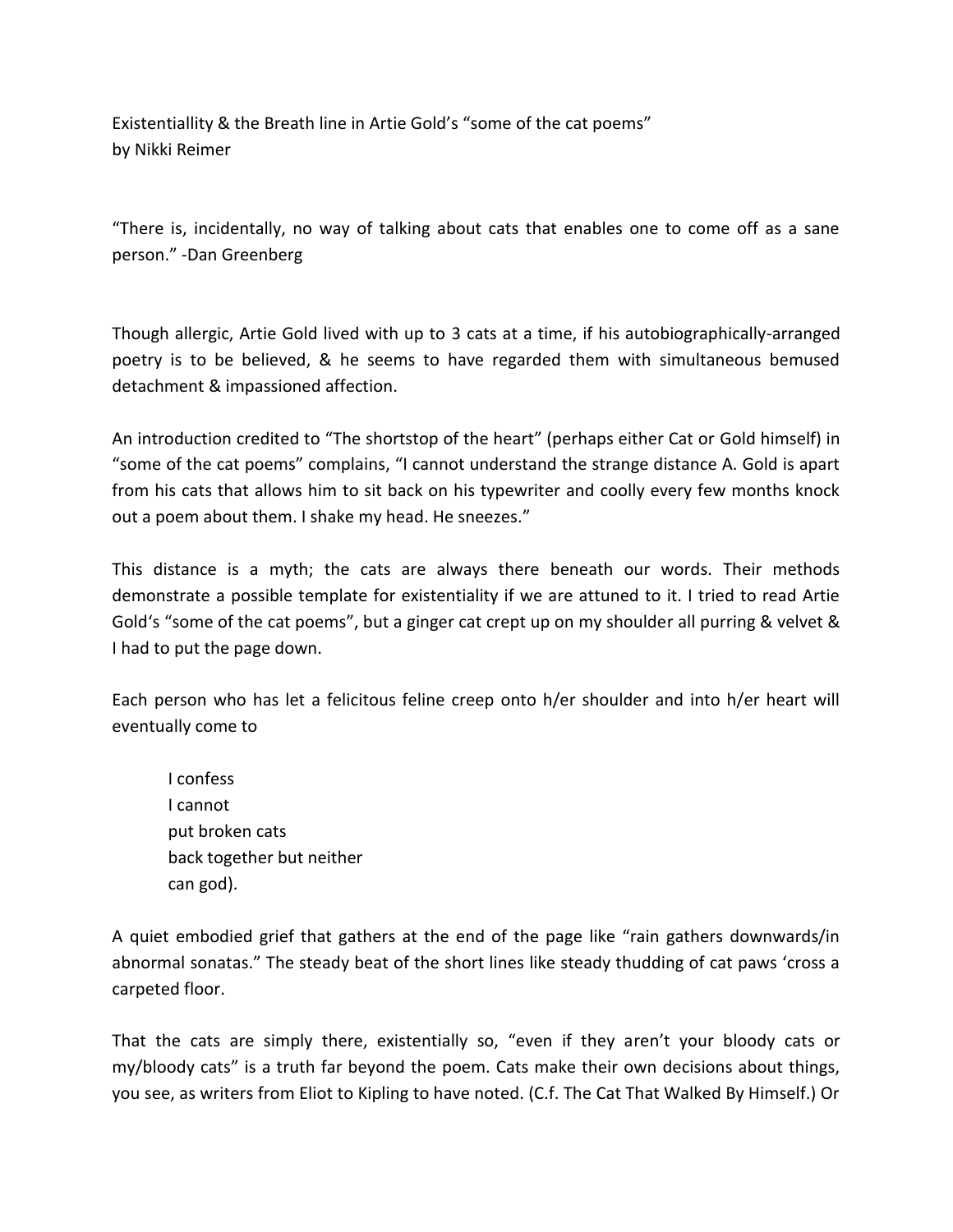Existentiallity & the Breath line in Artie Gold's "some of the cat poems"
by Nikki Reimer

"There is, incidentally, no way of talking about cats that enables one to come off as a sane person." -Dan Greenberg

Though allergic, Artie Gold lived with up to 3 cats at a time, if his autobiographically-arranged poetry is to be believed, & he seems to have regarded them with simultaneous bemused detachment & impassioned affection.

An introduction credited to "The shortstop of the heart" (perhaps either Cat or Gold himself) in "some of the cat poems" complains, "I cannot understand the strange distance A. Gold is apart from his cats that allows him to sit back on his typewriter and coolly every few months knock out a poem about them. I shake my head. He sneezes."

This distance is a myth; the cats are always there beneath our words. Their methods demonstrate a possible template for existentiality if we are attuned to it. I tried to read Artie Gold's "some of the cat poems", but a ginger cat crept up on my shoulder all purring & velvet & I had to put the page down.

Each person who has let a felicitous feline creep onto h/er shoulder and into h/er heart will eventually come to

> I confess
> I cannot
> put broken cats
> back together but neither
> can god).

A quiet embodied grief that gathers at the end of the page like "rain gathers downwards/in abnormal sonatas." The steady beat of the short lines like steady thudding of cat paws 'cross a carpeted floor.

That the cats are simply there, existentially so, "even if they aren't your bloody cats or my/bloody cats" is a truth far beyond the poem. Cats make their own decisions about things, you see, as writers from Eliot to Kipling to have noted. (C.f. The Cat That Walked By Himself.) Or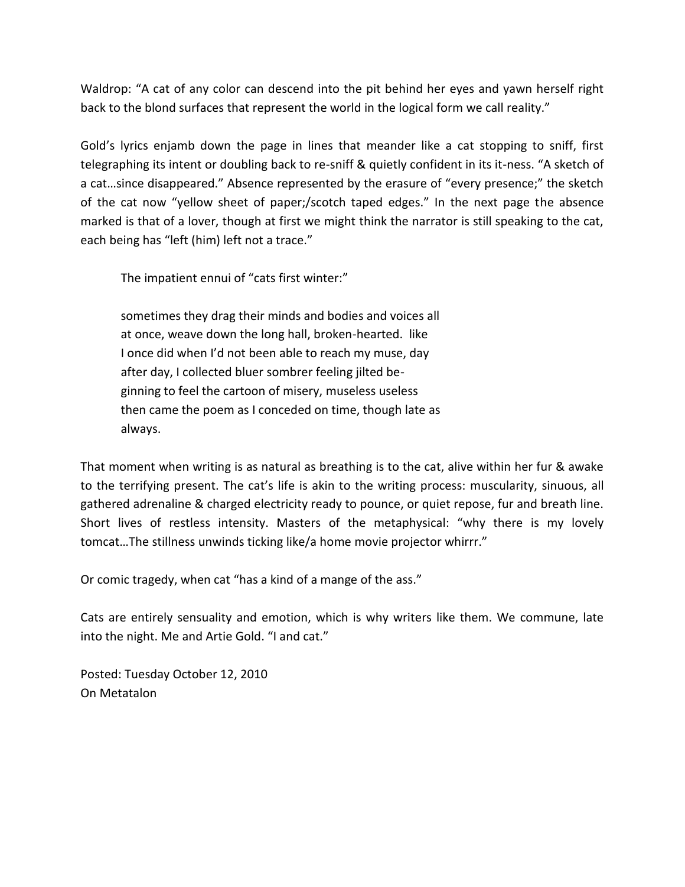Waldrop: “A cat of any color can descend into the pit behind her eyes and yawn herself right back to the blond surfaces that represent the world in the logical form we call reality.”

Gold’s lyrics enjamb down the page in lines that meander like a cat stopping to sniff, first telegraphing its intent or doubling back to re-sniff & quietly confident in its it-ness. “A sketch of a cat…since disappeared.” Absence represented by the erasure of “every presence;” the sketch of the cat now “yellow sheet of paper;/scotch taped edges.” In the next page the absence marked is that of a lover, though at first we might think the narrator is still speaking to the cat, each being has “left (him) left not a trace.”

> The impatient ennui of “cats first winter:”
>
> sometimes they drag their minds and bodies and voices all
> at once, weave down the long hall, broken-hearted. like
> I once did when I’d not been able to reach my muse, day
> after day, I collected bluer sombrer feeling jilted be-
> ginning to feel the cartoon of misery, museless useless
> then came the poem as I conceded on time, though late as
> always.

That moment when writing is as natural as breathing is to the cat, alive within her fur & awake to the terrifying present. The cat’s life is akin to the writing process: muscularity, sinuous, all gathered adrenaline & charged electricity ready to pounce, or quiet repose, fur and breath line. Short lives of restless intensity. Masters of the metaphysical: “why there is my lovely tomcat…The stillness unwinds ticking like/a home movie projector whirrr.”

Or comic tragedy, when cat “has a kind of a mange of the ass.”

Cats are entirely sensuality and emotion, which is why writers like them. We commune, late into the night. Me and Artie Gold. “I and cat.”

Posted: Tuesday October 12, 2010
On Metatalon